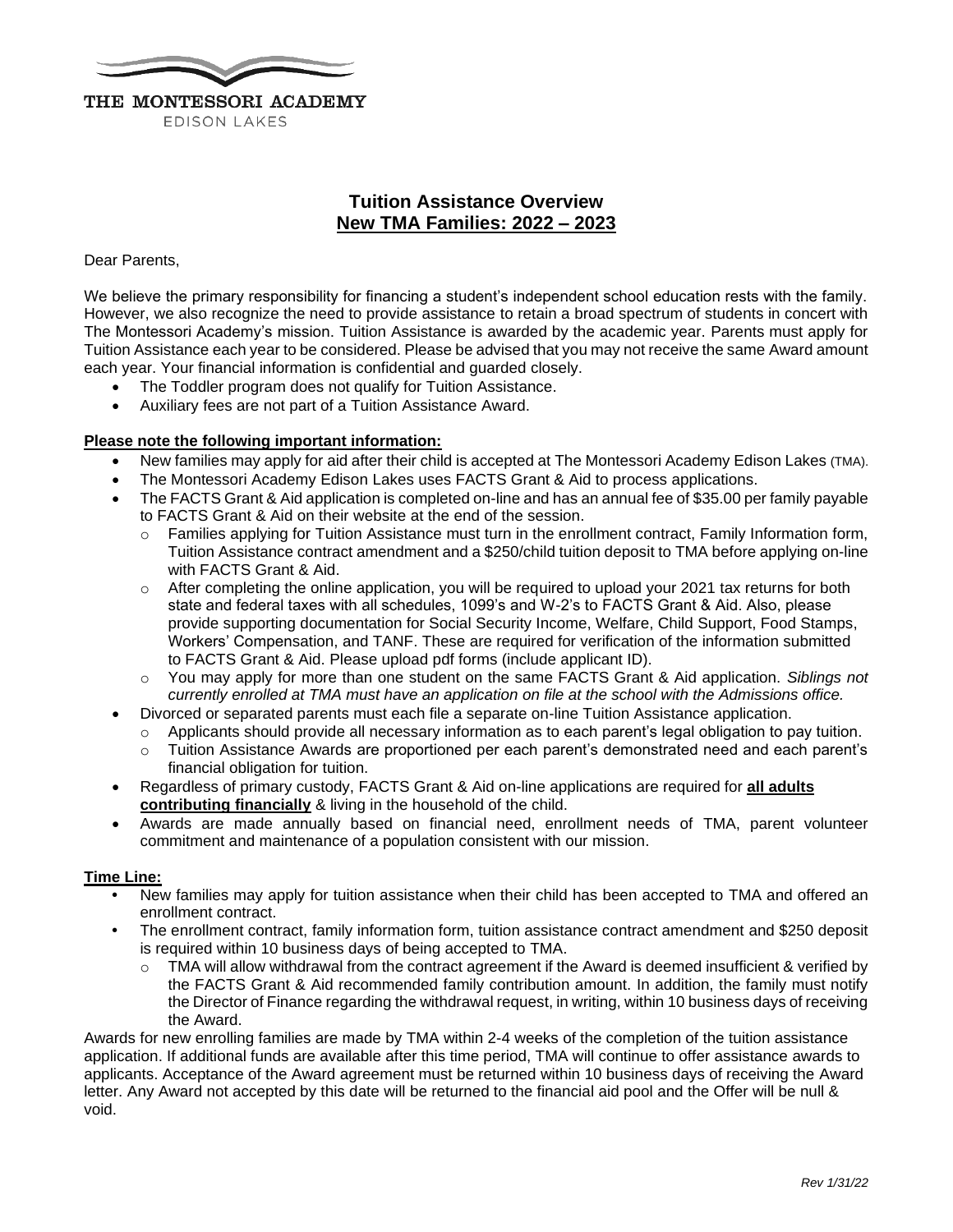THE MONTESSORI ACADEMY

EDISON LAKES

## Tuition Assistance Overview
## New TMA Families: 2022 – 2023

Dear Parents,

We believe the primary responsibility for financing a student's independent school education rests with the family. However, we also recognize the need to provide assistance to retain a broad spectrum of students in concert with The Montessori Academy's mission. Tuition Assistance is awarded by the academic year. Parents must apply for Tuition Assistance each year to be considered. Please be advised that you may not receive the same Award amount each year. Your financial information is confidential and guarded closely.

- The Toddler program does not qualify for Tuition Assistance.
- Auxiliary fees are not part of a Tuition Assistance Award.

**Please note the following important information:**

- New families may apply for aid after their child is accepted at The Montessori Academy Edison Lakes (TMA).
- The Montessori Academy Edison Lakes uses FACTS Grant & Aid to process applications.
- The FACTS Grant & Aid application is completed on-line and has an annual fee of $35.00 per family payable to FACTS Grant & Aid on their website at the end of the session.
  - Families applying for Tuition Assistance must turn in the enrollment contract, Family Information form, Tuition Assistance contract amendment and a $250/child tuition deposit to TMA before applying on-line with FACTS Grant & Aid.
  - After completing the online application, you will be required to upload your 2021 tax returns for both state and federal taxes with all schedules, 1099's and W-2's to FACTS Grant & Aid. Also, please provide supporting documentation for Social Security Income, Welfare, Child Support, Food Stamps, Workers' Compensation, and TANF. These are required for verification of the information submitted to FACTS Grant & Aid. Please upload pdf forms (include applicant ID).
  - You may apply for more than one student on the same FACTS Grant & Aid application. *Siblings not currently enrolled at TMA must have an application on file at the school with the Admissions office.*
- Divorced or separated parents must each file a separate on-line Tuition Assistance application.
  - Applicants should provide all necessary information as to each parent's legal obligation to pay tuition.
  - Tuition Assistance Awards are proportioned per each parent's demonstrated need and each parent's financial obligation for tuition.
- Regardless of primary custody, FACTS Grant & Aid on-line applications are required for **all adults contributing financially** & living in the household of the child.
- Awards are made annually based on financial need, enrollment needs of TMA, parent volunteer commitment and maintenance of a population consistent with our mission.

**Time Line:**

- New families may apply for tuition assistance when their child has been accepted to TMA and offered an enrollment contract.
- The enrollment contract, family information form, tuition assistance contract amendment and $250 deposit is required within 10 business days of being accepted to TMA.
  - TMA will allow withdrawal from the contract agreement if the Award is deemed insufficient & verified by the FACTS Grant & Aid recommended family contribution amount. In addition, the family must notify the Director of Finance regarding the withdrawal request, in writing, within 10 business days of receiving the Award.

Awards for new enrolling families are made by TMA within 2-4 weeks of the completion of the tuition assistance application. If additional funds are available after this time period, TMA will continue to offer assistance awards to applicants. Acceptance of the Award agreement must be returned within 10 business days of receiving the Award letter. Any Award not accepted by this date will be returned to the financial aid pool and the Offer will be null & void.

*Rev 1/31/22*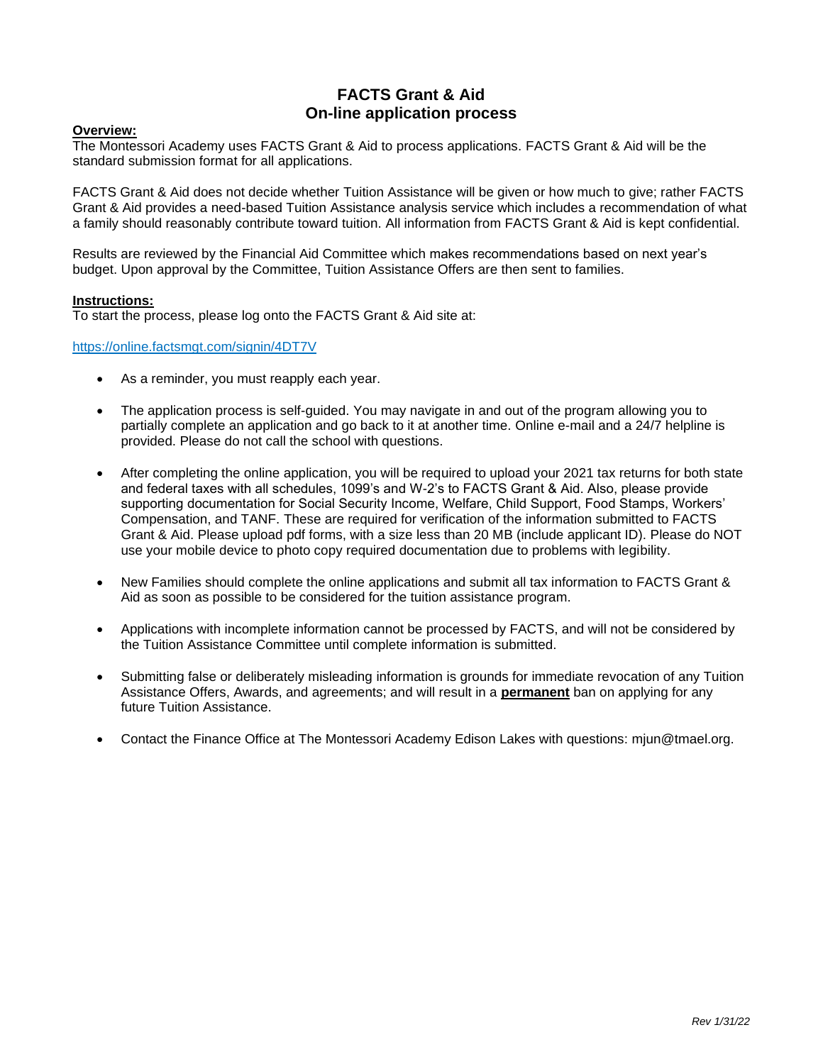# FACTS Grant & Aid
# On-line application process

**Overview:**

The Montessori Academy uses FACTS Grant & Aid to process applications. FACTS Grant & Aid will be the standard submission format for all applications.

FACTS Grant & Aid does not decide whether Tuition Assistance will be given or how much to give; rather FACTS Grant & Aid provides a need-based Tuition Assistance analysis service which includes a recommendation of what a family should reasonably contribute toward tuition. All information from FACTS Grant & Aid is kept confidential.

Results are reviewed by the Financial Aid Committee which makes recommendations based on next year's budget. Upon approval by the Committee, Tuition Assistance Offers are then sent to families.

**Instructions:**

To start the process, please log onto the FACTS Grant & Aid site at:

https://online.factsmgt.com/signin/4DT7V

- As a reminder, you must reapply each year.
- The application process is self-guided. You may navigate in and out of the program allowing you to partially complete an application and go back to it at another time. Online e-mail and a 24/7 helpline is provided. Please do not call the school with questions.
- After completing the online application, you will be required to upload your 2021 tax returns for both state and federal taxes with all schedules, 1099's and W-2's to FACTS Grant & Aid. Also, please provide supporting documentation for Social Security Income, Welfare, Child Support, Food Stamps, Workers' Compensation, and TANF. These are required for verification of the information submitted to FACTS Grant & Aid. Please upload pdf forms, with a size less than 20 MB (include applicant ID). Please do NOT use your mobile device to photo copy required documentation due to problems with legibility.
- New Families should complete the online applications and submit all tax information to FACTS Grant & Aid as soon as possible to be considered for the tuition assistance program.
- Applications with incomplete information cannot be processed by FACTS, and will not be considered by the Tuition Assistance Committee until complete information is submitted.
- Submitting false or deliberately misleading information is grounds for immediate revocation of any Tuition Assistance Offers, Awards, and agreements; and will result in a **permanent** ban on applying for any future Tuition Assistance.
- Contact the Finance Office at The Montessori Academy Edison Lakes with questions: mjun@tmael.org.

*Rev 1/31/22*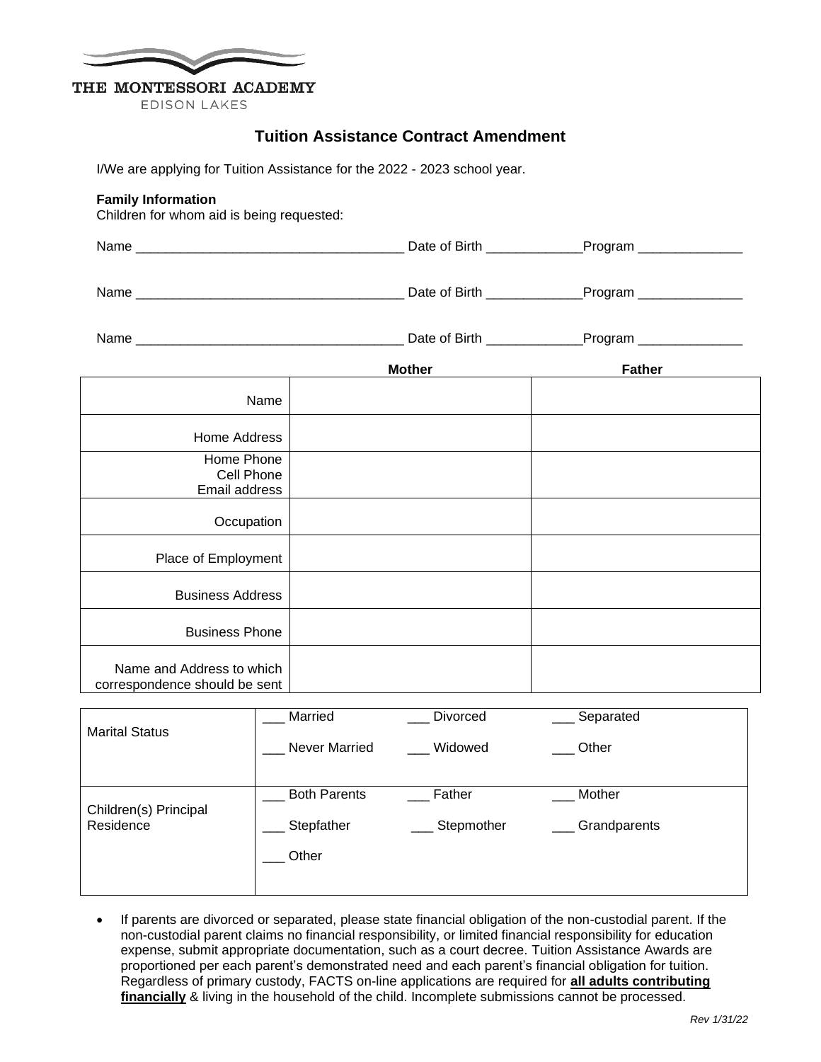THE MONTESSORI ACADEMY
EDISON LAKES

## Tuition Assistance Contract Amendment

I/We are applying for Tuition Assistance for the 2022 - 2023 school year.

**Family Information**
Children for whom aid is being requested:

Name ____________________________________ Date of Birth _____________Program ______________

Name ____________________________________ Date of Birth _____________Program ______________

Name ____________________________________ Date of Birth _____________Program ______________

| | **Mother** | **Father** |
|---|---|---|
| Name | | |
| Home Address | | |
| Home Phone<br>Cell Phone<br>Email address | | |
| Occupation | | |
| Place of Employment | | |
| Business Address | | |
| Business Phone | | |
| Name and Address to which correspondence should be sent | | |

| | | | |
|---|---|---|---|
| Marital Status | ___ Married | ___ Divorced | ___ Separated |
| | ___ Never Married | ___ Widowed | ___ Other |
| Children(s) Principal Residence | ___ Both Parents | ___ Father | ___ Mother |
| | ___ Stepfather | ___ Stepmother | ___ Grandparents |
| | ___ Other | | |

- If parents are divorced or separated, please state financial obligation of the non-custodial parent. If the non-custodial parent claims no financial responsibility, or limited financial responsibility for education expense, submit appropriate documentation, such as a court decree. Tuition Assistance Awards are proportioned per each parent's demonstrated need and each parent's financial obligation for tuition. Regardless of primary custody, FACTS on-line applications are required for **all adults contributing financially** & living in the household of the child. Incomplete submissions cannot be processed.

*Rev 1/31/22*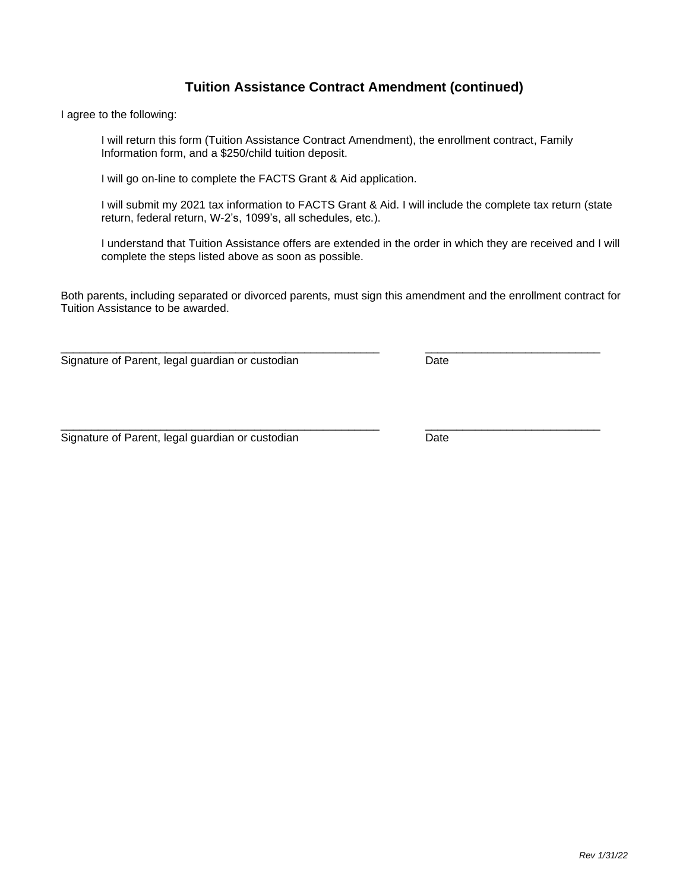## Tuition Assistance Contract Amendment (continued)

I agree to the following:

> I will return this form (Tuition Assistance Contract Amendment), the enrollment contract, Family Information form, and a $250/child tuition deposit.
>
> I will go on-line to complete the FACTS Grant & Aid application.
>
> I will submit my 2021 tax information to FACTS Grant & Aid. I will include the complete tax return (state return, federal return, W-2's, 1099's, all schedules, etc.).
>
> I understand that Tuition Assistance offers are extended in the order in which they are received and I will complete the steps listed above as soon as possible.

Both parents, including separated or divorced parents, must sign this amendment and the enrollment contract for Tuition Assistance to be awarded.

\_\_\_\_\_\_\_\_\_\_\_\_\_\_\_\_\_\_\_\_\_\_\_\_\_\_\_\_\_\_\_\_\_\_\_\_\_\_\_\_\_\_\_\_\_\_\_\_\_\_\_\_\_\_ &nbsp;&nbsp;&nbsp;&nbsp; \_\_\_\_\_\_\_\_\_\_\_\_\_\_\_\_\_\_\_\_\_\_\_\_\_\_\_\_\_\_

Signature of Parent, legal guardian or custodian &nbsp;&nbsp;&nbsp;&nbsp; Date

\_\_\_\_\_\_\_\_\_\_\_\_\_\_\_\_\_\_\_\_\_\_\_\_\_\_\_\_\_\_\_\_\_\_\_\_\_\_\_\_\_\_\_\_\_\_\_\_\_\_\_\_\_\_ &nbsp;&nbsp;&nbsp;&nbsp; \_\_\_\_\_\_\_\_\_\_\_\_\_\_\_\_\_\_\_\_\_\_\_\_\_\_\_\_\_\_

Signature of Parent, legal guardian or custodian &nbsp;&nbsp;&nbsp;&nbsp; Date

*Rev 1/31/22*